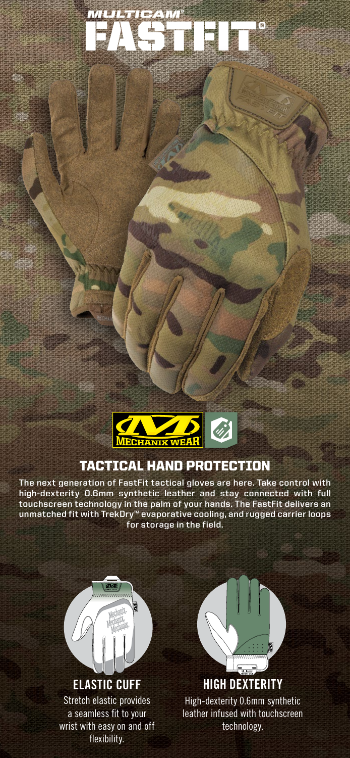# MULTICAM® FASTFIT®

## TACTICAL HAND PROTECTION

The next generation of FastFit tactical gloves are here. Take control with high-dexterity 0.6mm synthetic leather and stay connected with full touchscreen technology in the palm of your hands. The FastFit delivers an unmatched fit with TrekDry™ evaporative cooling, and rugged carrier loops for storage in the field.

### ELASTIC CUFF

Stretch elastic provides a seamless fit to your wrist with easy on and off flexibility.

### HIGH DEXTERITY

High-dexterity 0.6mm synthetic leather infused with touchscreen technology.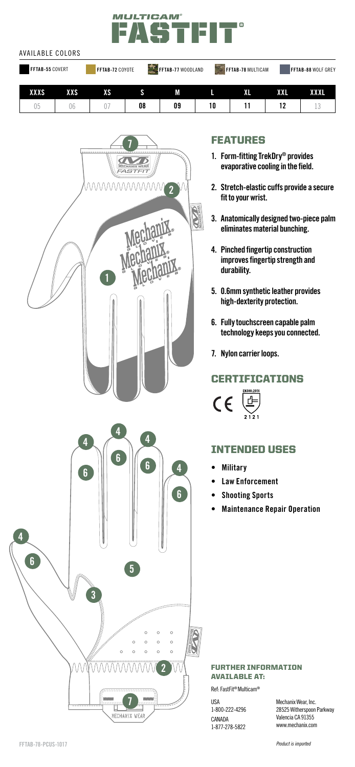# MULTICAM® FASTFIT®

AVAILABLE COLORS

FFTAB-55 COVERT | FFTAB-72 COYOTE | FFTAB-77 WOODLAND | FFTAB-78 MULTICAM | FFTAB-88 WOLF GREY

| XXXS | XXS | XS | S | M | L | XL | XXL | XXXL |
|---|---|---|---|---|---|---|---|---|
| 05 | 06 | 07 | 08 | 09 | 10 | 11 | 12 | 13 |

## FEATURES

1. **Form-fitting TrekDry® provides evaporative cooling in the field.**
2. **Stretch-elastic cuffs provide a secure fit to your wrist.**
3. **Anatomically designed two-piece palm eliminates material bunching.**
4. **Pinched fingertip construction improves fingertip strength and durability.**
5. **0.6mm synthetic leather provides high-dexterity protection.**
6. **Fully touchscreen capable palm technology keeps you connected.**
7. **Nylon carrier loops.**

## CERTIFICATIONS

CE EN388:2016 2121

## INTENDED USES

- **Military**
- **Law Enforcement**
- **Shooting Sports**
- **Maintenance Repair Operation**

### FURTHER INFORMATION AVAILABLE AT:

Ref: FastFit® Multicam®

USA
1-800-222-4296
CANADA
1-877-278-5822

Mechanix Wear, Inc.
28525 Witherspoon Parkway
Valencia CA 91355
www.mechanix.com

FFTAB-78-PCUS-1017

*Product is imported*